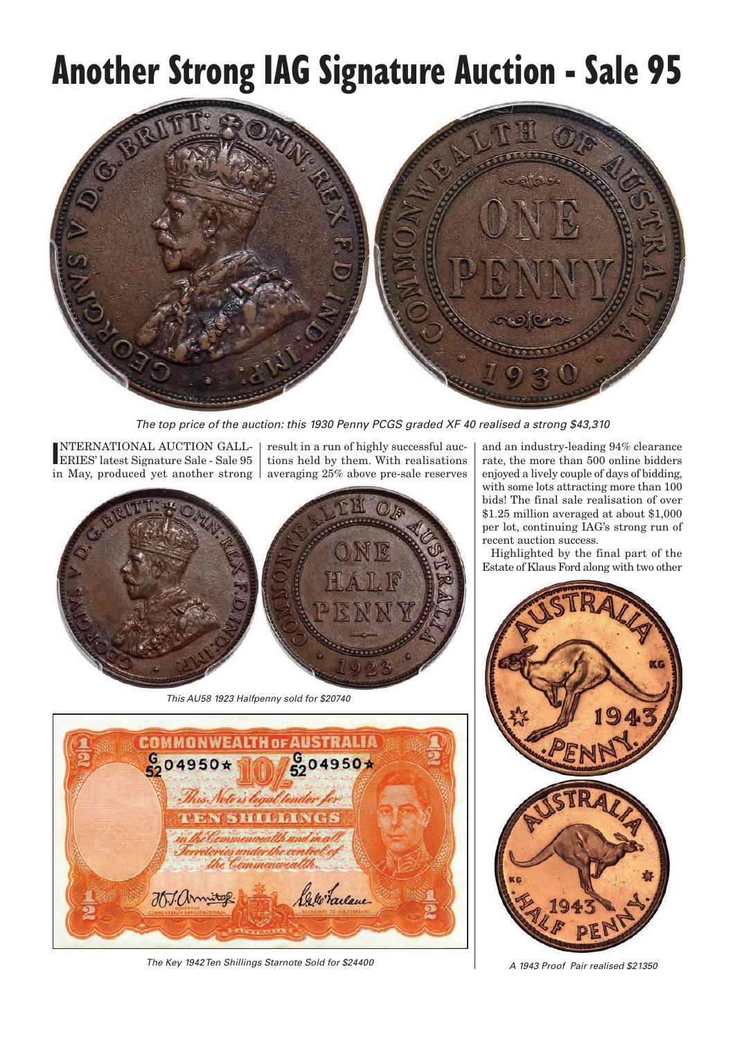# Another Strong IAG Signature Auction - Sale 95

*The top price of the auction: this 1930 Penny PCGS graded XF 40 realised a strong $43,310*

INTERNATIONAL AUCTION GALLERIES' latest Signature Sale - Sale 95 in May, produced yet another strong result in a run of highly successful auctions held by them. With realisations averaging 25% above pre-sale reserves and an industry-leading 94% clearance rate, the more than 500 online bidders enjoyed a lively couple of days of bidding, with some lots attracting more than 100 bids! The final sale realisation of over $1.25 million averaged at about $1,000 per lot, continuing IAG's strong run of recent auction success.

Highlighted by the final part of the Estate of Klaus Ford along with two other

*This AU58 1923 Halfpenny sold for $20740*

*The Key 1942 Ten Shillings Starnote Sold for $24400*

*A 1943 Proof Pair realised $21350*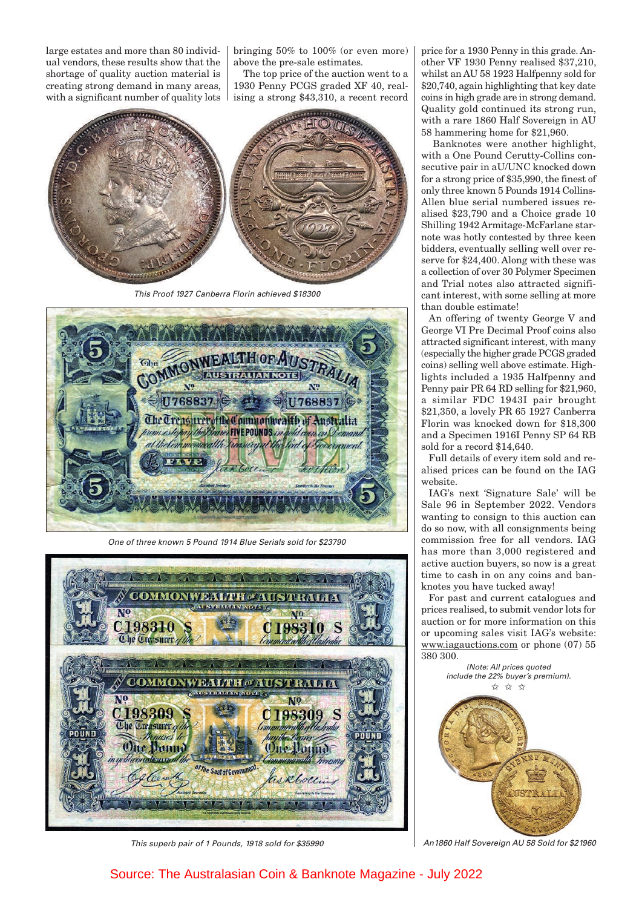large estates and more than 80 individual vendors, these results show that the shortage of quality auction material is creating strong demand in many areas, with a significant number of quality lots bringing 50% to 100% (or even more) above the pre-sale estimates.

The top price of the auction went to a 1930 Penny PCGS graded XF 40, realising a strong $43,310, a recent record price for a 1930 Penny in this grade. Another VF 1930 Penny realised $37,210, whilst an AU 58 1923 Halfpenny sold for $20,740, again highlighting that key date coins in high grade are in strong demand. Quality gold continued its strong run, with a rare 1860 Half Sovereign in AU 58 hammering home for $21,960.

Banknotes were another highlight, with a One Pound Cerutty-Collins consecutive pair in aU/UNC knocked down for a strong price of $35,990, the finest of only three known 5 Pounds 1914 Collins-Allen blue serial numbered issues realised $23,790 and a Choice grade 10 Shilling 1942 Armitage-McFarlane starnote was hotly contested by three keen bidders, eventually selling well over reserve for $24,400. Along with these was a collection of over 30 Polymer Specimen and Trial notes also attracted significant interest, with some selling at more than double estimate!

An offering of twenty George V and George VI Pre Decimal Proof coins also attracted significant interest, with many (especially the higher grade PCGS graded coins) selling well above estimate. Highlights included a 1935 Halfpenny and Penny pair PR 64 RD selling for $21,960, a similar FDC 1943I pair brought $21,350, a lovely PR 65 1927 Canberra Florin was knocked down for $18,300 and a Specimen 1916I Penny SP 64 RB sold for a record $14,640.

Full details of every item sold and realised prices can be found on the IAG website.

IAG's next 'Signature Sale' will be Sale 96 in September 2022. Vendors wanting to consign to this auction can do so now, with all consignments being commission free for all vendors. IAG has more than 3,000 registered and active auction buyers, so now is a great time to cash in on any coins and banknotes you have tucked away!

For past and current catalogues and prices realised, to submit vendor lots for auction or for more information on this or upcoming sales visit IAG's website: www.iagauctions.com or phone (07) 55 380 300.

*(Note: All prices quoted include the 22% buyer's premium).*

☆ ☆ ☆

*This Proof 1927 Canberra Florin achieved $18300*

*One of three known 5 Pound 1914 Blue Serials sold for $23790*

*This superb pair of 1 Pounds, 1918 sold for $35990*

*An1860 Half Sovereign AU 58 Sold for $21960*

Source: The Australasian Coin & Banknote Magazine - July 2022